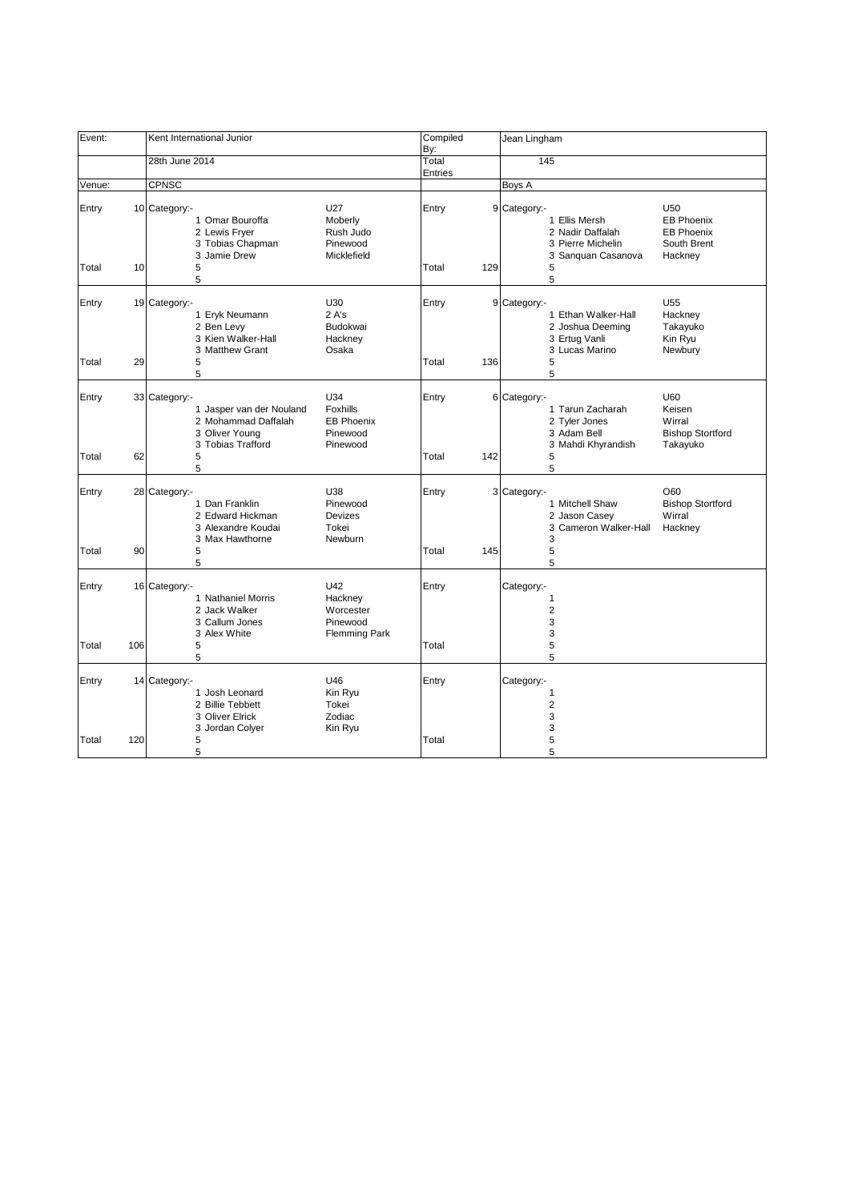| Event: | Kent International Junior | | Compiled By: | Jean Lingham |
|---|---|---|---|---|
| | 28th June 2014 | | Total Entries | 145 |
| Venue: | CPNSC | | | Boys A |

| | | Category:- | | U27 | | | Category:- | | U50 |
|---|---|---|---|---|---|---|---|---|---|
| Entry | 10 | 1 | Omar Bouroffa | Moberly | Entry | 9 | 1 | Ellis Mersh | EB Phoenix |
| | | 2 | Lewis Fryer | Rush Judo | | | 2 | Nadir Daffalah | EB Phoenix |
| | | 3 | Tobias Chapman | Pinewood | | | 3 | Pierre Michelin | South Brent |
| | | 3 | Jamie Drew | Micklefield | | | 3 | Sanquan Casanova | Hackney |
| Total | 10 | 5 | | | Total | 129 | 5 | | |
| | | 5 | | | | | 5 | | |
| | | Category:- | | U30 | | | Category:- | | U55 |
| Entry | 19 | 1 | Eryk Neumann | 2 A's | Entry | 9 | 1 | Ethan Walker-Hall | Hackney |
| | | 2 | Ben Levy | Budokwai | | | 2 | Joshua Deeming | Takayuko |
| | | 3 | Kien Walker-Hall | Hackney | | | 3 | Ertug Vanli | Kin Ryu |
| | | 3 | Matthew Grant | Osaka | | | 3 | Lucas Marino | Newbury |
| Total | 29 | 5 | | | Total | 136 | 5 | | |
| | | 5 | | | | | 5 | | |
| | | Category:- | | U34 | | | Category:- | | U60 |
| Entry | 33 | 1 | Jasper van der Nouland | Foxhills | Entry | 6 | 1 | Tarun Zacharah | Keisen |
| | | 2 | Mohammad Daffalah | EB Phoenix | | | 2 | Tyler Jones | Wirral |
| | | 3 | Oliver Young | Pinewood | | | 3 | Adam Bell | Bishop Stortford |
| | | 3 | Tobias Trafford | Pinewood | | | 3 | Mahdi Khyrandish | Takayuko |
| Total | 62 | 5 | | | Total | 142 | 5 | | |
| | | 5 | | | | | 5 | | |
| | | Category:- | | U38 | | | Category:- | | O60 |
| Entry | 28 | 1 | Dan Franklin | Pinewood | Entry | 3 | 1 | Mitchell Shaw | Bishop Stortford |
| | | 2 | Edward Hickman | Devizes | | | 2 | Jason Casey | Wirral |
| | | 3 | Alexandre Koudai | Tokei | | | 3 | Cameron Walker-Hall | Hackney |
| | | 3 | Max Hawthorne | Newburn | | | 3 | | |
| Total | 90 | 5 | | | Total | 145 | 5 | | |
| | | 5 | | | | | 5 | | |
| | | Category:- | | U42 | | | Category:- | | |
| Entry | 16 | 1 | Nathaniel Morris | Hackney | Entry | | 1 | | |
| | | 2 | Jack Walker | Worcester | | | 2 | | |
| | | 3 | Callum Jones | Pinewood | | | 3 | | |
| | | 3 | Alex White | Flemming Park | | | 3 | | |
| Total | 106 | 5 | | | Total | | 5 | | |
| | | 5 | | | | | 5 | | |
| | | Category:- | | U46 | | | Category:- | | |
| Entry | 14 | 1 | Josh Leonard | Kin Ryu | Entry | | 1 | | |
| | | 2 | Billie Tebbett | Tokei | | | 2 | | |
| | | 3 | Oliver Elrick | Zodiac | | | 3 | | |
| | | 3 | Jordan Colyer | Kin Ryu | | | 3 | | |
| Total | 120 | 5 | | | Total | | 5 | | |
| | | 5 | | | | | 5 | | |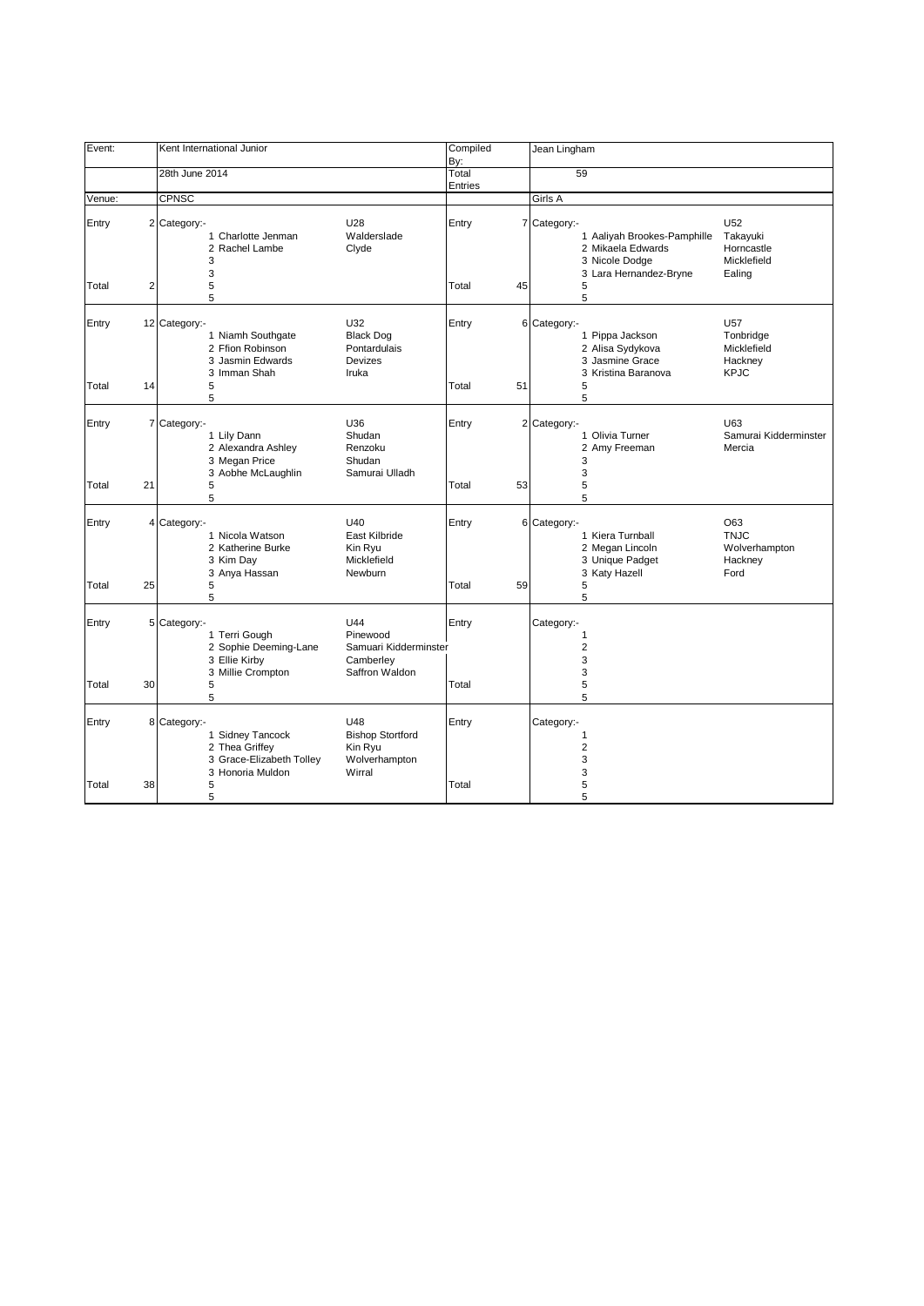| Event: | Kent International Junior | | Compiled By: | Jean Lingham | |
|---|---|---|---|---|---|
| | 28th June 2014 | | Total Entries | 59 | |
| Venue: | CPNSC | | | Girls A | |

| | | Category:- | | | | Category:- | |
|---|---|---|---|---|---|---|---|
| Entry | 2 | Category:- | U28 | Entry | 7 | Category:- | U52 |
| | | 1 Charlotte Jenman | Walderslade | | | 1 Aaliyah Brookes-Pamphille | Takayuki |
| | | 2 Rachel Lambe | Clyde | | | 2 Mikaela Edwards | Horncastle |
| | | 3 | | | | 3 Nicole Dodge | Micklefield |
| | | 3 | | | | 3 Lara Hernandez-Bryne | Ealing |
| Total | 2 | 5 | | Total | 45 | 5 | |
| | | 5 | | | | 5 | |
| Entry | 12 | Category:- | U32 | Entry | 6 | Category:- | U57 |
| | | 1 Niamh Southgate | Black Dog | | | 1 Pippa Jackson | Tonbridge |
| | | 2 Ffion Robinson | Pontardulais | | | 2 Alisa Sydykova | Micklefield |
| | | 3 Jasmin Edwards | Devizes | | | 3 Jasmine Grace | Hackney |
| | | 3 Imman Shah | Iruka | | | 3 Kristina Baranova | KPJC |
| Total | 14 | 5 | | Total | 51 | 5 | |
| | | 5 | | | | 5 | |
| Entry | 7 | Category:- | U36 | Entry | 2 | Category:- | U63 |
| | | 1 Lily Dann | Shudan | | | 1 Olivia Turner | Samurai Kidderminster |
| | | 2 Alexandra Ashley | Renzoku | | | 2 Amy Freeman | Mercia |
| | | 3 Megan Price | Shudan | | | 3 | |
| | | 3 Aobhe McLaughlin | Samurai Ulladh | | | 3 | |
| Total | 21 | 5 | | Total | 53 | 5 | |
| | | 5 | | | | 5 | |
| Entry | 4 | Category:- | U40 | Entry | 6 | Category:- | O63 |
| | | 1 Nicola Watson | East Kilbride | | | 1 Kiera Turnball | TNJC |
| | | 2 Katherine Burke | Kin Ryu | | | 2 Megan Lincoln | Wolverhampton |
| | | 3 Kim Day | Micklefield | | | 3 Unique Padget | Hackney |
| | | 3 Anya Hassan | Newburn | | | 3 Katy Hazell | Ford |
| Total | 25 | 5 | | Total | 59 | 5 | |
| | | 5 | | | | 5 | |
| Entry | 5 | Category:- | U44 | Entry | | Category:- | |
| | | 1 Terri Gough | Pinewood | | | 1 | |
| | | 2 Sophie Deeming-Lane | Samuari Kidderminster | | | 2 | |
| | | 3 Ellie Kirby | Camberley | | | 3 | |
| | | 3 Millie Crompton | Saffron Waldon | | | 3 | |
| Total | 30 | 5 | | Total | | 5 | |
| | | 5 | | | | 5 | |
| Entry | 8 | Category:- | U48 | Entry | | Category:- | |
| | | 1 Sidney Tancock | Bishop Stortford | | | 1 | |
| | | 2 Thea Griffey | Kin Ryu | | | 2 | |
| | | 3 Grace-Elizabeth Tolley | Wolverhampton | | | 3 | |
| | | 3 Honoria Muldon | Wirral | | | 3 | |
| Total | 38 | 5 | | Total | | 5 | |
| | | 5 | | | | 5 | |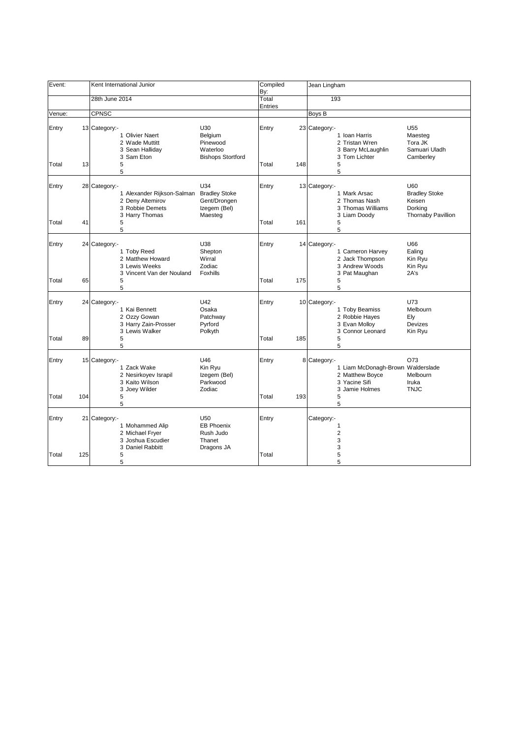| Event: | | Kent International Junior | | Compiled By: | | Jean Lingham | |
|---|---|---|---|---|---|---|---|
| | | 28th June 2014 | | Total Entries | | 193 | |
| Venue: | | CPNSC | | | | Boys B | |
| Entry | 13 | Category:- | U30 | Entry | 23 | Category:- | U55 |
| | | 1 Olivier Naert | Belgium | | | 1 Ioan Harris | Maesteg |
| | | 2 Wade Muttitt | Pinewood | | | 2 Tristan Wren | Tora JK |
| | | 3 Sean Halliday | Waterloo | | | 3 Barry McLaughlin | Samuari Uladh |
| | | 3 Sam Eton | Bishops Stortford | | | 3 Tom Lichter | Camberley |
| Total | 13 | 5 | | Total | 148 | 5 | |
| | | 5 | | | | 5 | |
| Entry | 28 | Category:- | U34 | Entry | 13 | Category:- | U60 |
| | | 1 Alexander Rijkson-Salman | Bradley Stoke | | | 1 Mark Arsac | Bradley Stoke |
| | | 2 Deny Altemirov | Gent/Drongen | | | 2 Thomas Nash | Keisen |
| | | 3 Robbie Demets | Izegem (Bel) | | | 3 Thomas Williams | Dorking |
| | | 3 Harry Thomas | Maesteg | | | 3 Liam Doody | Thornaby Pavillion |
| Total | 41 | 5 | | Total | 161 | 5 | |
| | | 5 | | | | 5 | |
| Entry | 24 | Category:- | U38 | Entry | 14 | Category:- | U66 |
| | | 1 Toby Reed | Shepton | | | 1 Cameron Harvey | Ealing |
| | | 2 Matthew Howard | Wirral | | | 2 Jack Thompson | Kin Ryu |
| | | 3 Lewis Weeks | Zodiac | | | 3 Andrew Woods | Kin Ryu |
| | | 3 Vincent Van der Nouland | Foxhills | | | 3 Pat Maughan | 2A's |
| Total | 65 | 5 | | Total | 175 | 5 | |
| | | 5 | | | | 5 | |
| Entry | 24 | Category:- | U42 | Entry | 10 | Category:- | U73 |
| | | 1 Kai Bennett | Osaka | | | 1 Toby Beamiss | Melbourn |
| | | 2 Ozzy Gowan | Patchway | | | 2 Robbie Hayes | Ely |
| | | 3 Harry Zain-Prosser | Pyrford | | | 3 Evan Molloy | Devizes |
| | | 3 Lewis Walker | Polkyth | | | 3 Connor Leonard | Kin Ryu |
| Total | 89 | 5 | | Total | 185 | 5 | |
| | | 5 | | | | 5 | |
| Entry | 15 | Category:- | U46 | Entry | 8 | Category:- | O73 |
| | | 1 Zack Wake | Kin Ryu | | | 1 Liam McDonagh-Brown | Walderslade |
| | | 2 Nesirkoyev Israpil | Izegem (Bel) | | | 2 Matthew Boyce | Melbourn |
| | | 3 Kaito Wilson | Parkwood | | | 3 Yacine Sifi | Iruka |
| | | 3 Joey Wilder | Zodiac | | | 3 Jamie Holmes | TNJC |
| Total | 104 | 5 | | Total | 193 | 5 | |
| | | 5 | | | | 5 | |
| Entry | 21 | Category:- | U50 | Entry | | Category:- | |
| | | 1 Mohammed Alip | EB Phoenix | | | 1 | |
| | | 2 Michael Fryer | Rush Judo | | | 2 | |
| | | 3 Joshua Escudier | Thanet | | | 3 | |
| | | 3 Daniel Rabbitt | Dragons JA | | | 3 | |
| Total | 125 | 5 | | Total | | 5 | |
| | | 5 | | | | 5 | |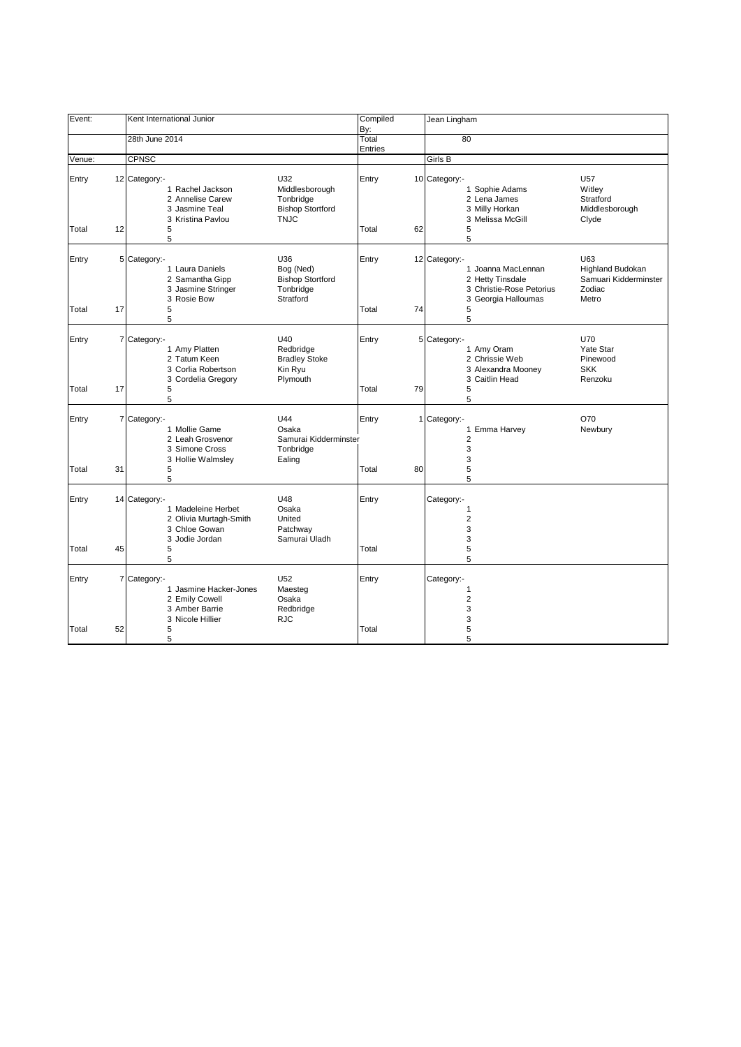| Event: | Kent International Junior | | | Compiled By: | | Jean Lingham | | |
|---|---|---|---|---|---|---|---|---|
| | 28th June 2014 | | | Total Entries | | 80 | | |
| Venue: | CPNSC | | | | | Girls B | | |
| Entry | 12 | Category:- | U32 | Entry | 10 | Category:- | | U57 |
| | | 1 Rachel Jackson | Middlesborough | | | 1 Sophie Adams | | Witley |
| | | 2 Annelise Carew | Tonbridge | | | 2 Lena James | | Stratford |
| | | 3 Jasmine Teal | Bishop Stortford | | | 3 Milly Horkan | | Middlesborough |
| | | 3 Kristina Pavlou | TNJC | | | 3 Melissa McGill | | Clyde |
| Total | 12 | 5 | | Total | 62 | 5 | | |
| | | 5 | | | | 5 | | |
| Entry | 5 | Category:- | U36 | Entry | 12 | Category:- | | U63 |
| | | 1 Laura Daniels | Bog (Ned) | | | 1 Joanna MacLennan | | Highland Budokan |
| | | 2 Samantha Gipp | Bishop Stortford | | | 2 Hetty Tinsdale | | Samuari Kidderminster |
| | | 3 Jasmine Stringer | Tonbridge | | | 3 Christie-Rose Petorius | | Zodiac |
| | | 3 Rosie Bow | Stratford | | | 3 Georgia Halloumas | | Metro |
| Total | 17 | 5 | | Total | 74 | 5 | | |
| | | 5 | | | | 5 | | |
| Entry | 7 | Category:- | U40 | Entry | 5 | Category:- | | U70 |
| | | 1 Amy Platten | Redbridge | | | 1 Amy Oram | | Yate Star |
| | | 2 Tatum Keen | Bradley Stoke | | | 2 Chrissie Web | | Pinewood |
| | | 3 Corlia Robertson | Kin Ryu | | | 3 Alexandra Mooney | | SKK |
| | | 3 Cordelia Gregory | Plymouth | | | 3 Caitlin Head | | Renzoku |
| Total | 17 | 5 | | Total | 79 | 5 | | |
| | | 5 | | | | 5 | | |
| Entry | 7 | Category:- | U44 | Entry | 1 | Category:- | | O70 |
| | | 1 Mollie Game | Osaka | | | 1 Emma Harvey | | Newbury |
| | | 2 Leah Grosvenor | Samurai Kidderminster | | | 2 | | |
| | | 3 Simone Cross | Tonbridge | | | 3 | | |
| | | 3 Hollie Walmsley | Ealing | | | 3 | | |
| Total | 31 | 5 | | Total | 80 | 5 | | |
| | | 5 | | | | 5 | | |
| Entry | 14 | Category:- | U48 | Entry | | Category:- | | |
| | | 1 Madeleine Herbet | Osaka | | | 1 | | |
| | | 2 Olivia Murtagh-Smith | United | | | 2 | | |
| | | 3 Chloe Gowan | Patchway | | | 3 | | |
| | | 3 Jodie Jordan | Samurai Uladh | | | 3 | | |
| Total | 45 | 5 | | Total | | 5 | | |
| | | 5 | | | | 5 | | |
| Entry | 7 | Category:- | U52 | Entry | | Category:- | | |
| | | 1 Jasmine Hacker-Jones | Maesteg | | | 1 | | |
| | | 2 Emily Cowell | Osaka | | | 2 | | |
| | | 3 Amber Barrie | Redbridge | | | 3 | | |
| | | 3 Nicole Hillier | RJC | | | 3 | | |
| Total | 52 | 5 | | Total | | 5 | | |
| | | 5 | | | | 5 | | |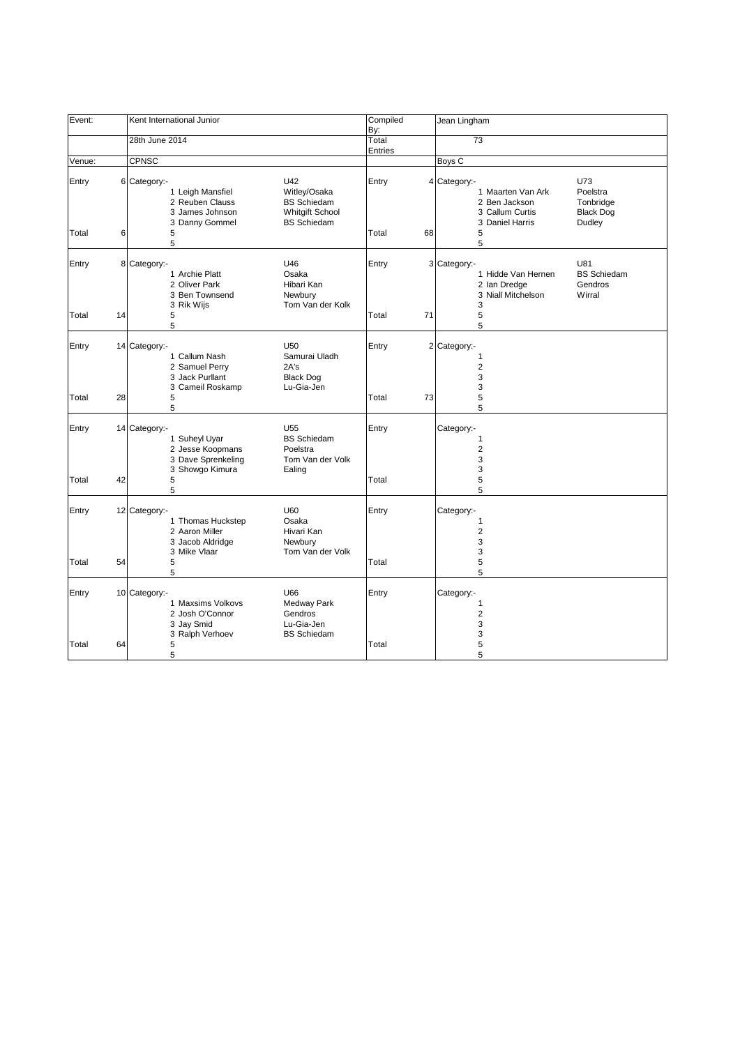| Event: | Kent International Junior | | Compiled By: | Jean Lingham | |
|---|---|---|---|---|---|
| | 28th June 2014 | | Total Entries | 73 | |
| Venue: | CPNSC | | | Boys C | |

| Entry | | Category:- | U42 | Entry | | Category:- | U73 |
|---|---|---|---|---|---|---|---|
| Entry | 6 | Category:- | U42 | Entry | 4 | Category:- | U73 |
| | | 1 Leigh Mansfiel | Witley/Osaka | | | 1 Maarten Van Ark | Poelstra |
| | | 2 Reuben Clauss | BS Schiedam | | | 2 Ben Jackson | Tonbridge |
| | | 3 James Johnson | Whitgift School | | | 3 Callum Curtis | Black Dog |
| | | 3 Danny Gommel | BS Schiedam | | | 3 Daniel Harris | Dudley |
| Total | 6 | 5 | | Total | 68 | 5 | |
| | | 5 | | | | 5 | |
| Entry | 8 | Category:- | U46 | Entry | 3 | Category:- | U81 |
| | | 1 Archie Platt | Osaka | | | 1 Hidde Van Hernen | BS Schiedam |
| | | 2 Oliver Park | Hibari Kan | | | 2 Ian Dredge | Gendros |
| | | 3 Ben Townsend | Newbury | | | 3 Niall Mitchelson | Wirral |
| | | 3 Rik Wijs | Tom Van der Kolk | | | 3 | |
| Total | 14 | 5 | | Total | 71 | 5 | |
| | | 5 | | | | 5 | |
| Entry | 14 | Category:- | U50 | Entry | 2 | Category:- | |
| | | 1 Callum Nash | Samurai Uladh | | | 1 | |
| | | 2 Samuel Perry | 2A's | | | 2 | |
| | | 3 Jack Purllant | Black Dog | | | 3 | |
| | | 3 Cameil Roskamp | Lu-Gia-Jen | | | 3 | |
| Total | 28 | 5 | | Total | 73 | 5 | |
| | | 5 | | | | 5 | |
| Entry | 14 | Category:- | U55 | Entry | | Category:- | |
| | | 1 Suheyl Uyar | BS Schiedam | | | 1 | |
| | | 2 Jesse Koopmans | Poelstra | | | 2 | |
| | | 3 Dave Sprenkeling | Tom Van der Volk | | | 3 | |
| | | 3 Showgo Kimura | Ealing | | | 3 | |
| Total | 42 | 5 | | Total | | 5 | |
| | | 5 | | | | 5 | |
| Entry | 12 | Category:- | U60 | Entry | | Category:- | |
| | | 1 Thomas Huckstep | Osaka | | | 1 | |
| | | 2 Aaron Miller | Hivari Kan | | | 2 | |
| | | 3 Jacob Aldridge | Newbury | | | 3 | |
| | | 3 Mike Vlaar | Tom Van der Volk | | | 3 | |
| Total | 54 | 5 | | Total | | 5 | |
| | | 5 | | | | 5 | |
| Entry | 10 | Category:- | U66 | Entry | | Category:- | |
| | | 1 Maxsims Volkovs | Medway Park | | | 1 | |
| | | 2 Josh O'Connor | Gendros | | | 2 | |
| | | 3 Jay Smid | Lu-Gia-Jen | | | 3 | |
| | | 3 Ralph Verhoev | BS Schiedam | | | 3 | |
| Total | 64 | 5 | | Total | | 5 | |
| | | 5 | | | | 5 | |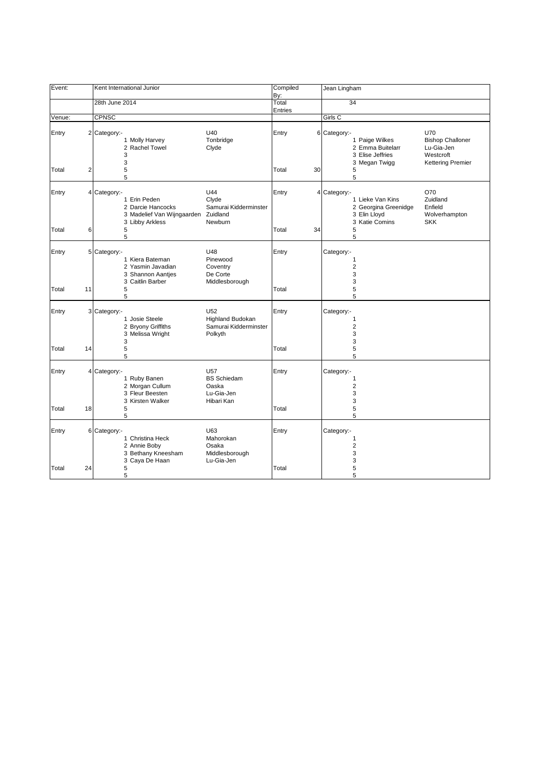| Event: | | Kent International Junior | | Compiled By: | | Jean Lingham | |
|---|---|---|---|---|---|---|---|
| | | 28th June 2014 | | Total Entries | | 34 | |
| Venue: | | CPNSC | | | | Girls C | |

| | | | | | | | |
|---|---|---|---|---|---|---|---|
| Entry | 2 | Category:- | U40 | Entry | 6 | Category:- | U70 |
| | | 1 Molly Harvey | Tonbridge | | | 1 Paige Wilkes | Bishop Challoner |
| | | 2 Rachel Towel | Clyde | | | 2 Emma Buitelarr | Lu-Gia-Jen |
| | | 3 | | | | 3 Elise Jeffries | Westcroft |
| | | 3 | | | | 3 Megan Twigg | Kettering Premier |
| Total | 2 | 5 | | Total | 30 | 5 | |
| | | 5 | | | | 5 | |
| Entry | 4 | Category:- | U44 | Entry | 4 | Category:- | O70 |
| | | 1 Erin Peden | Clyde | | | 1 Lieke Van Kins | Zuidland |
| | | 2 Darcie Hancocks | Samurai Kidderminster | | | 2 Georgina Greenidge | Enfield |
| | | 3 Madelief Van Wijngaarden | Zuidland | | | 3 Elin Lloyd | Wolverhampton |
| | | 3 Libby Arkless | Newburn | | | 3 Katie Comins | SKK |
| Total | 6 | 5 | | Total | 34 | 5 | |
| | | 5 | | | | 5 | |
| Entry | 5 | Category:- | U48 | Entry | | Category:- | |
| | | 1 Kiera Bateman | Pinewood | | | 1 | |
| | | 2 Yasmin Javadian | Coventry | | | 2 | |
| | | 3 Shannon Aantjes | De Corte | | | 3 | |
| | | 3 Caitlin Barber | Middlesborough | | | 3 | |
| Total | 11 | 5 | | Total | | 5 | |
| | | 5 | | | | 5 | |
| Entry | 3 | Category:- | U52 | Entry | | Category:- | |
| | | 1 Josie Steele | Highland Budokan | | | 1 | |
| | | 2 Bryony Griffiths | Samurai Kidderminster | | | 2 | |
| | | 3 Melissa Wright | Polkyth | | | 3 | |
| | | 3 | | | | 3 | |
| Total | 14 | 5 | | Total | | 5 | |
| | | 5 | | | | 5 | |
| Entry | 4 | Category:- | U57 | Entry | | Category:- | |
| | | 1 Ruby Banen | BS Schiedam | | | 1 | |
| | | 2 Morgan Cullum | Oaska | | | 2 | |
| | | 3 Fleur Beesten | Lu-Gia-Jen | | | 3 | |
| | | 3 Kirsten Walker | Hibari Kan | | | 3 | |
| Total | 18 | 5 | | Total | | 5 | |
| | | 5 | | | | 5 | |
| Entry | 6 | Category:- | U63 | Entry | | Category:- | |
| | | 1 Christina Heck | Mahorokan | | | 1 | |
| | | 2 Annie Boby | Osaka | | | 2 | |
| | | 3 Bethany Kneesham | Middlesborough | | | 3 | |
| | | 3 Caya De Haan | Lu-Gia-Jen | | | 3 | |
| Total | 24 | 5 | | Total | | 5 | |
| | | 5 | | | | 5 | |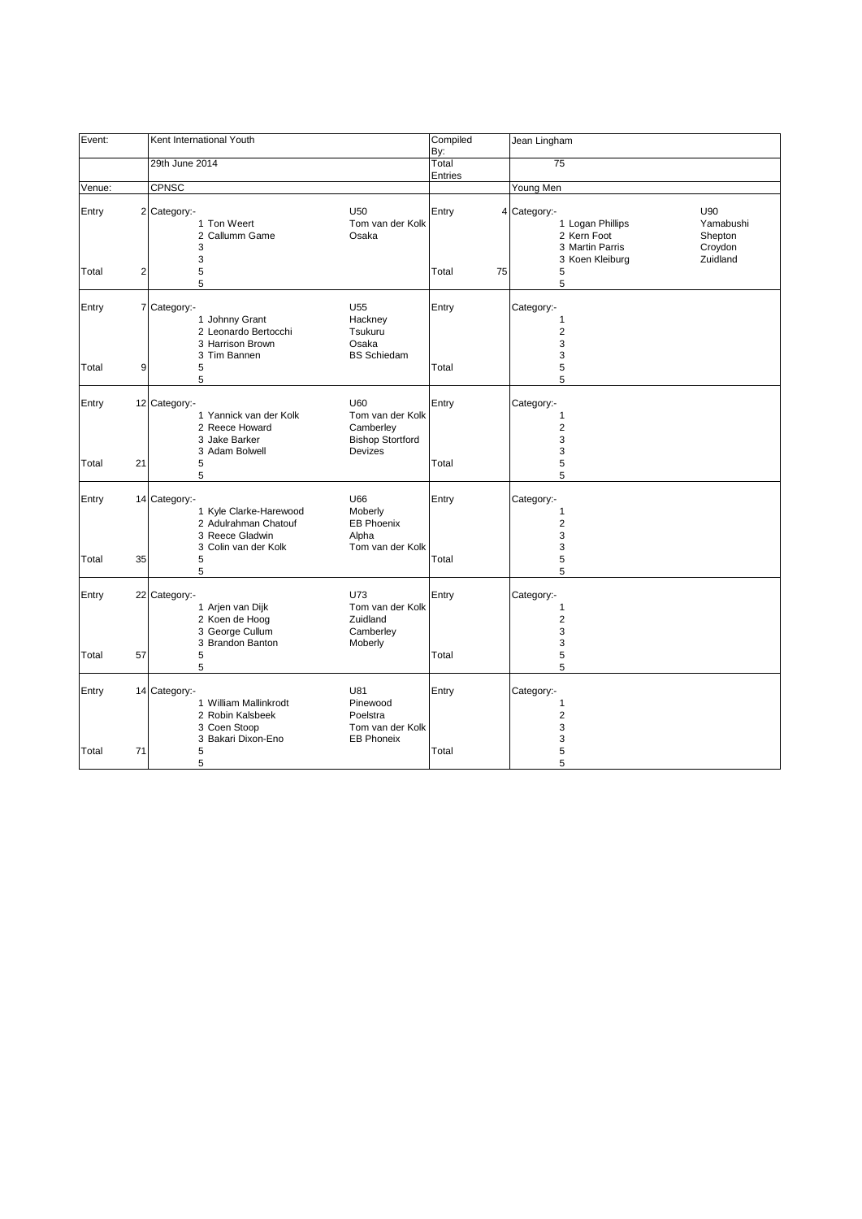| Event: | Kent International Youth | | Compiled By: | Jean Lingham | |
|---|---|---|---|---|---|
| | 29th June 2014 | | Total Entries | 75 | |
| Venue: | CPNSC | | | Young Men | |

| | | | | | | | |
|---|---|---|---|---|---|---|---|
| Entry | 2 | Category:- | U50 | Entry | 4 | Category:- | U90 |
| | | 1 Ton Weert | Tom van der Kolk | | | 1 Logan Phillips | Yamabushi |
| | | 2 Callumm Game | Osaka | | | 2 Kern Foot | Shepton |
| | | 3 | | | | 3 Martin Parris | Croydon |
| | | 3 | | | | 3 Koen Kleiburg | Zuidland |
| Total | 2 | 5 | | Total | 75 | 5 | |
| | | 5 | | | | 5 | |
| Entry | 7 | Category:- | U55 | Entry | | Category:- | |
| | | 1 Johnny Grant | Hackney | | | 1 | |
| | | 2 Leonardo Bertocchi | Tsukuru | | | 2 | |
| | | 3 Harrison Brown | Osaka | | | 3 | |
| | | 3 Tim Bannen | BS Schiedam | | | 3 | |
| Total | 9 | 5 | | Total | | 5 | |
| | | 5 | | | | 5 | |
| Entry | 12 | Category:- | U60 | Entry | | Category:- | |
| | | 1 Yannick van der Kolk | Tom van der Kolk | | | 1 | |
| | | 2 Reece Howard | Camberley | | | 2 | |
| | | 3 Jake Barker | Bishop Stortford | | | 3 | |
| | | 3 Adam Bolwell | Devizes | | | 3 | |
| Total | 21 | 5 | | Total | | 5 | |
| | | 5 | | | | 5 | |
| Entry | 14 | Category:- | U66 | Entry | | Category:- | |
| | | 1 Kyle Clarke-Harewood | Moberly | | | 1 | |
| | | 2 Adulrahman Chatouf | EB Phoenix | | | 2 | |
| | | 3 Reece Gladwin | Alpha | | | 3 | |
| | | 3 Colin van der Kolk | Tom van der Kolk | | | 3 | |
| Total | 35 | 5 | | Total | | 5 | |
| | | 5 | | | | 5 | |
| Entry | 22 | Category:- | U73 | Entry | | Category:- | |
| | | 1 Arjen van Dijk | Tom van der Kolk | | | 1 | |
| | | 2 Koen de Hoog | Zuidland | | | 2 | |
| | | 3 George Cullum | Camberley | | | 3 | |
| | | 3 Brandon Banton | Moberly | | | 3 | |
| Total | 57 | 5 | | Total | | 5 | |
| | | 5 | | | | 5 | |
| Entry | 14 | Category:- | U81 | Entry | | Category:- | |
| | | 1 William Mallinkrodt | Pinewood | | | 1 | |
| | | 2 Robin Kalsbeek | Poelstra | | | 2 | |
| | | 3 Coen Stoop | Tom van der Kolk | | | 3 | |
| | | 3 Bakari Dixon-Eno | EB Phoneix | | | 3 | |
| Total | 71 | 5 | | Total | | 5 | |
| | | 5 | | | | 5 | |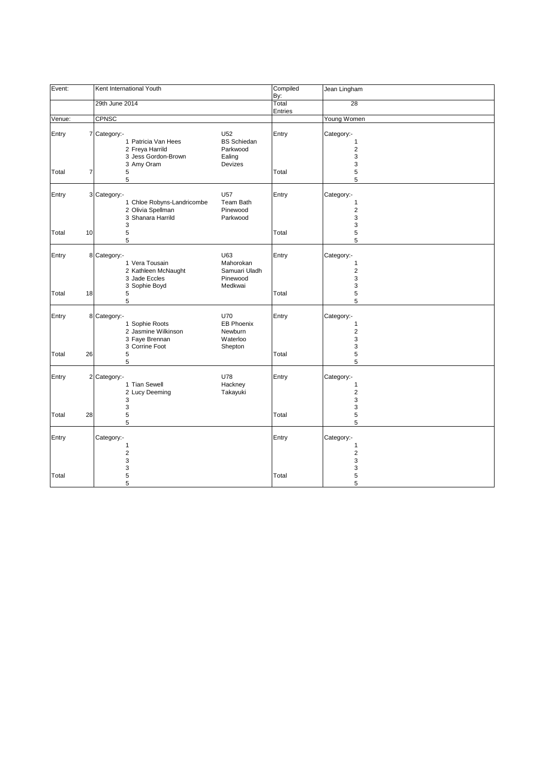| Event: | | Kent International Youth | | Compiled By: | Jean Lingham |
|---|---|---|---|---|---|
| | | 29th June 2014 | | Total Entries | 28 |
| Venue: | | CPNSC | | | Young Women |
| Entry | 7 | Category:- | U52 | Entry | Category:- |
| | | 1 Patricia Van Hees | BS Schiedan | | 1 |
| | | 2 Freya Harrild | Parkwood | | 2 |
| | | 3 Jess Gordon-Brown | Ealing | | 3 |
| | | 3 Amy Oram | Devizes | | 3 |
| Total | 7 | 5 | | Total | 5 |
| | | 5 | | | 5 |
| Entry | 3 | Category:- | U57 | Entry | Category:- |
| | | 1 Chloe Robyns-Landricombe | Team Bath | | 1 |
| | | 2 Olivia Spellman | Pinewood | | 2 |
| | | 3 Shanara Harrild | Parkwood | | 3 |
| | | 3 | | | 3 |
| Total | 10 | 5 | | Total | 5 |
| | | 5 | | | 5 |
| Entry | 8 | Category:- | U63 | Entry | Category:- |
| | | 1 Vera Tousain | Mahorokan | | 1 |
| | | 2 Kathleen McNaught | Samuari Uladh | | 2 |
| | | 3 Jade Eccles | Pinewood | | 3 |
| | | 3 Sophie Boyd | Medkwai | | 3 |
| Total | 18 | 5 | | Total | 5 |
| | | 5 | | | 5 |
| Entry | 8 | Category:- | U70 | Entry | Category:- |
| | | 1 Sophie Roots | EB Phoenix | | 1 |
| | | 2 Jasmine Wilkinson | Newburn | | 2 |
| | | 3 Faye Brennan | Waterloo | | 3 |
| | | 3 Corrine Foot | Shepton | | 3 |
| Total | 26 | 5 | | Total | 5 |
| | | 5 | | | 5 |
| Entry | 2 | Category:- | U78 | Entry | Category:- |
| | | 1 Tian Sewell | Hackney | | 1 |
| | | 2 Lucy Deeming | Takayuki | | 2 |
| | | 3 | | | 3 |
| | | 3 | | | 3 |
| Total | 28 | 5 | | Total | 5 |
| | | 5 | | | 5 |
| Entry | | Category:- | | Entry | Category:- |
| | | 1 | | | 1 |
| | | 2 | | | 2 |
| | | 3 | | | 3 |
| | | 3 | | | 3 |
| Total | | 5 | | Total | 5 |
| | | 5 | | | 5 |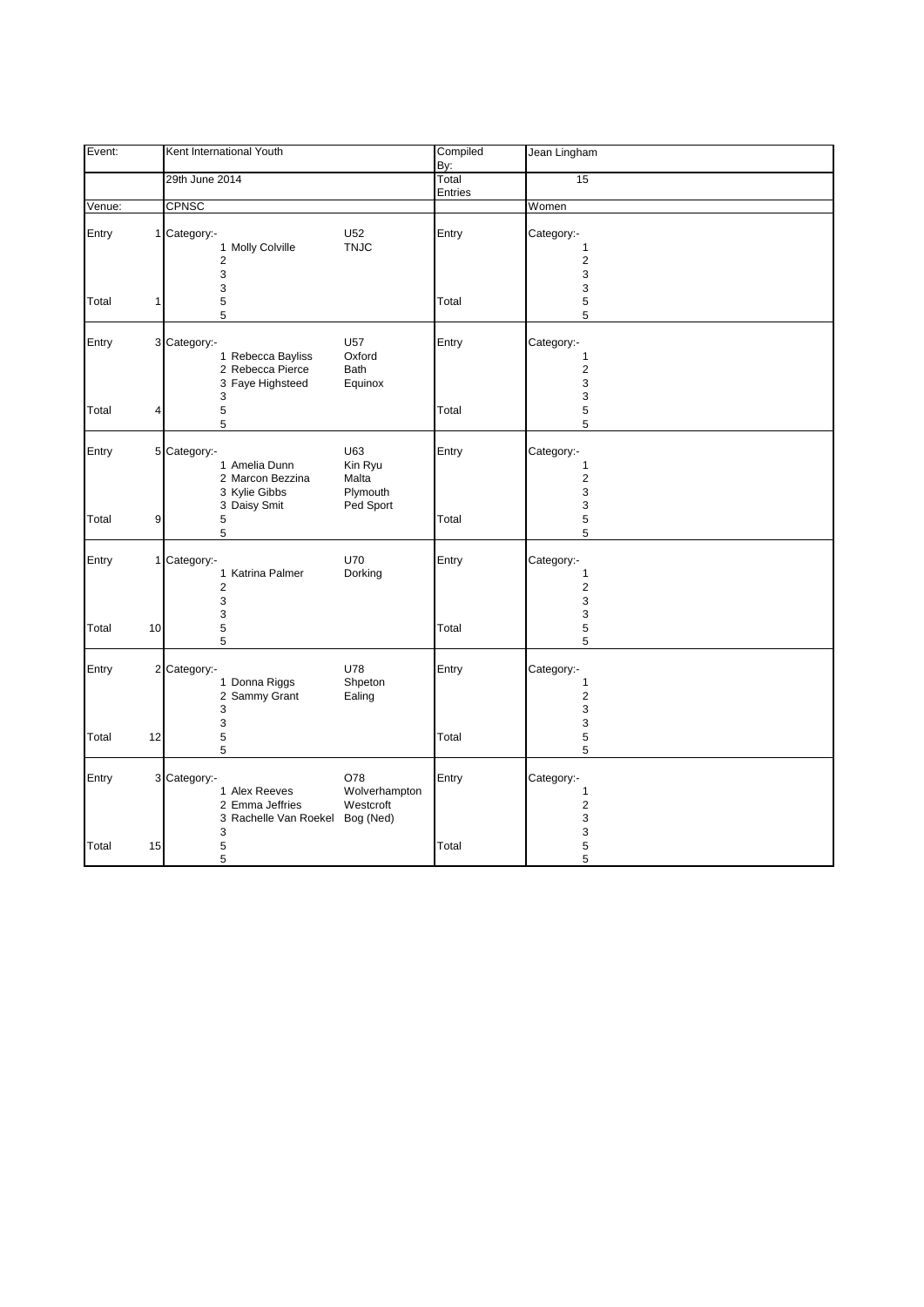| Event: | | Kent International Youth | | | Compiled By: | Jean Lingham |
|---|---|---|---|---|---|---|
| | | 29th June 2014 | | | Total Entries | 15 |
| Venue: | | CPNSC | | | | Women |
| Entry | 1 | Category:- | | U52 | Entry | Category:- |
| | | 1 | Molly Colville | TNJC | | 1 |
| | | 2 | | | | 2 |
| | | 3 | | | | 3 |
| | | 3 | | | | 3 |
| Total | 1 | 5 | | | Total | 5 |
| | | 5 | | | | 5 |
| Entry | 3 | Category:- | | U57 | Entry | Category:- |
| | | 1 | Rebecca Bayliss | Oxford | | 1 |
| | | 2 | Rebecca Pierce | Bath | | 2 |
| | | 3 | Faye Highsteed | Equinox | | 3 |
| | | 3 | | | | 3 |
| Total | 4 | 5 | | | Total | 5 |
| | | 5 | | | | 5 |
| Entry | 5 | Category:- | | U63 | Entry | Category:- |
| | | 1 | Amelia Dunn | Kin Ryu | | 1 |
| | | 2 | Marcon Bezzina | Malta | | 2 |
| | | 3 | Kylie Gibbs | Plymouth | | 3 |
| | | 3 | Daisy Smit | Ped Sport | | 3 |
| Total | 9 | 5 | | | Total | 5 |
| | | 5 | | | | 5 |
| Entry | 1 | Category:- | | U70 | Entry | Category:- |
| | | 1 | Katrina Palmer | Dorking | | 1 |
| | | 2 | | | | 2 |
| | | 3 | | | | 3 |
| | | 3 | | | | 3 |
| Total | 10 | 5 | | | Total | 5 |
| | | 5 | | | | 5 |
| Entry | 2 | Category:- | | U78 | Entry | Category:- |
| | | 1 | Donna Riggs | Shpeton | | 1 |
| | | 2 | Sammy Grant | Ealing | | 2 |
| | | 3 | | | | 3 |
| | | 3 | | | | 3 |
| Total | 12 | 5 | | | Total | 5 |
| | | 5 | | | | 5 |
| Entry | 3 | Category:- | | O78 | Entry | Category:- |
| | | 1 | Alex Reeves | Wolverhampton | | 1 |
| | | 2 | Emma Jeffries | Westcroft | | 2 |
| | | 3 | Rachelle Van Roekel | Bog (Ned) | | 3 |
| | | 3 | | | | 3 |
| Total | 15 | 5 | | | Total | 5 |
| | | 5 | | | | 5 |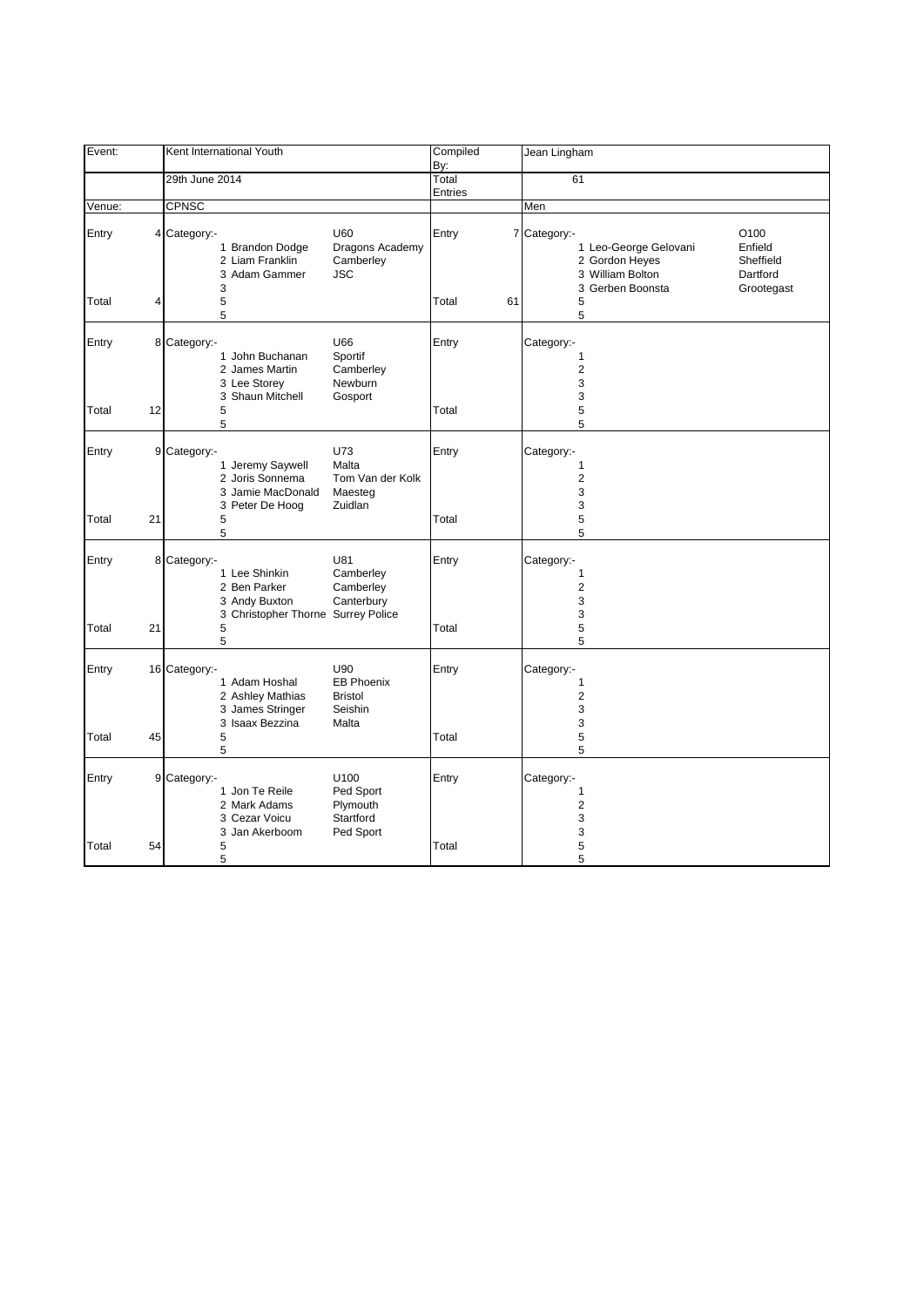| Event: | Kent International Youth | | | Compiled By: | | Jean Lingham | | |
|---|---|---|---|---|---|---|---|---|
| | 29th June 2014 | | | Total Entries | | 61 | | |
| Venue: | CPNSC | | | | | Men | | |
| Entry | 4 | Category:- | U60 | Entry | 7 | Category:- | | O100 |
| | | 1 Brandon Dodge | Dragons Academy | | | 1 Leo-George Gelovani | | Enfield |
| | | 2 Liam Franklin | Camberley | | | 2 Gordon Heyes | | Sheffield |
| | | 3 Adam Gammer | JSC | | | 3 William Bolton | | Dartford |
| | | 3 | | | | 3 Gerben Boonsta | | Grootegast |
| Total | 4 | 5 | | Total | 61 | 5 | | |
| | | 5 | | | | 5 | | |
| Entry | 8 | Category:- | U66 | Entry | | Category:- | | |
| | | 1 John Buchanan | Sportif | | | 1 | | |
| | | 2 James Martin | Camberley | | | 2 | | |
| | | 3 Lee Storey | Newburn | | | 3 | | |
| | | 3 Shaun Mitchell | Gosport | | | 3 | | |
| Total | 12 | 5 | | Total | | 5 | | |
| | | 5 | | | | 5 | | |
| Entry | 9 | Category:- | U73 | Entry | | Category:- | | |
| | | 1 Jeremy Saywell | Malta | | | 1 | | |
| | | 2 Joris Sonnema | Tom Van der Kolk | | | 2 | | |
| | | 3 Jamie MacDonald | Maesteg | | | 3 | | |
| | | 3 Peter De Hoog | Zuidlan | | | 3 | | |
| Total | 21 | 5 | | Total | | 5 | | |
| | | 5 | | | | 5 | | |
| Entry | 8 | Category:- | U81 | Entry | | Category:- | | |
| | | 1 Lee Shinkin | Camberley | | | 1 | | |
| | | 2 Ben Parker | Camberley | | | 2 | | |
| | | 3 Andy Buxton | Canterbury | | | 3 | | |
| | | 3 Christopher Thorne | Surrey Police | | | 3 | | |
| Total | 21 | 5 | | Total | | 5 | | |
| | | 5 | | | | 5 | | |
| Entry | 16 | Category:- | U90 | Entry | | Category:- | | |
| | | 1 Adam Hoshal | EB Phoenix | | | 1 | | |
| | | 2 Ashley Mathias | Bristol | | | 2 | | |
| | | 3 James Stringer | Seishin | | | 3 | | |
| | | 3 Isaax Bezzina | Malta | | | 3 | | |
| Total | 45 | 5 | | Total | | 5 | | |
| | | 5 | | | | 5 | | |
| Entry | 9 | Category:- | U100 | Entry | | Category:- | | |
| | | 1 Jon Te Reile | Ped Sport | | | 1 | | |
| | | 2 Mark Adams | Plymouth | | | 2 | | |
| | | 3 Cezar Voicu | Startford | | | 3 | | |
| | | 3 Jan Akerboom | Ped Sport | | | 3 | | |
| Total | 54 | 5 | | Total | | 5 | | |
| | | 5 | | | | 5 | | |